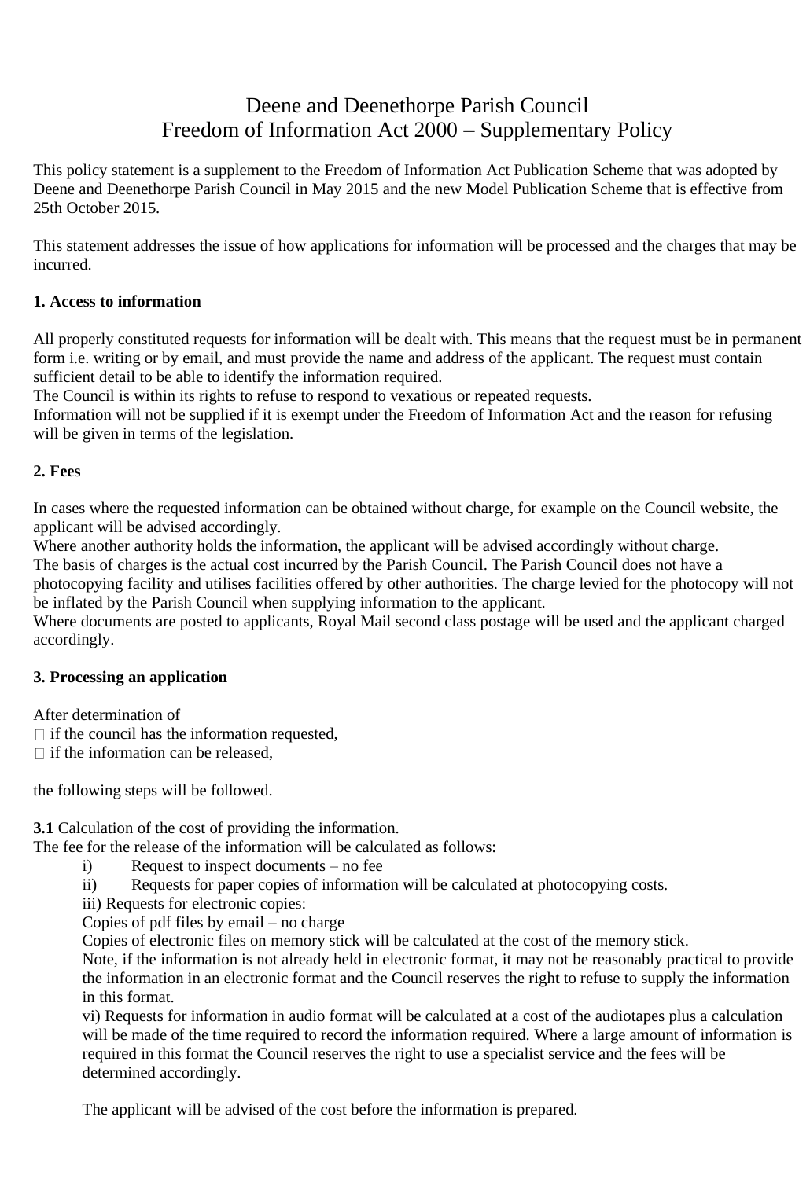# Deene and Deenethorpe Parish Council
# Freedom of Information Act 2000 – Supplementary Policy

This policy statement is a supplement to the Freedom of Information Act Publication Scheme that was adopted by Deene and Deenethorpe Parish Council in May 2015 and the new Model Publication Scheme that is effective from 25th October 2015.

This statement addresses the issue of how applications for information will be processed and the charges that may be incurred.

**1. Access to information**

All properly constituted requests for information will be dealt with. This means that the request must be in permanent form i.e. writing or by email, and must provide the name and address of the applicant. The request must contain sufficient detail to be able to identify the information required.
The Council is within its rights to refuse to respond to vexatious or repeated requests.
Information will not be supplied if it is exempt under the Freedom of Information Act and the reason for refusing will be given in terms of the legislation.

**2. Fees**

In cases where the requested information can be obtained without charge, for example on the Council website, the applicant will be advised accordingly.
Where another authority holds the information, the applicant will be advised accordingly without charge.
The basis of charges is the actual cost incurred by the Parish Council. The Parish Council does not have a photocopying facility and utilises facilities offered by other authorities. The charge levied for the photocopy will not be inflated by the Parish Council when supplying information to the applicant.
Where documents are posted to applicants, Royal Mail second class postage will be used and the applicant charged accordingly.

**3. Processing an application**

After determination of
- if the council has the information requested,
- if the information can be released,

the following steps will be followed.

**3.1** Calculation of the cost of providing the information.
The fee for the release of the information will be calculated as follows:

i) Request to inspect documents – no fee

ii) Requests for paper copies of information will be calculated at photocopying costs.

iii) Requests for electronic copies:
Copies of pdf files by email – no charge
Copies of electronic files on memory stick will be calculated at the cost of the memory stick.
Note, if the information is not already held in electronic format, it may not be reasonably practical to provide the information in an electronic format and the Council reserves the right to refuse to supply the information in this format.

vi) Requests for information in audio format will be calculated at a cost of the audiotapes plus a calculation will be made of the time required to record the information required. Where a large amount of information is required in this format the Council reserves the right to use a specialist service and the fees will be determined accordingly.

The applicant will be advised of the cost before the information is prepared.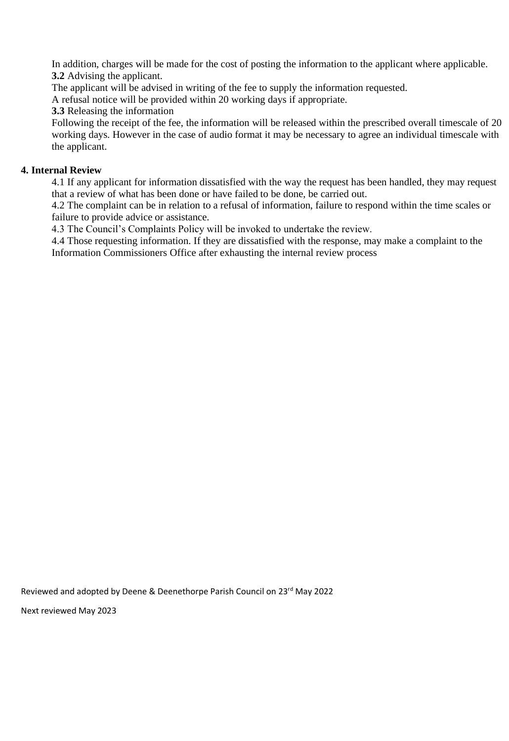In addition, charges will be made for the cost of posting the information to the applicant where applicable.

**3.2** Advising the applicant.

The applicant will be advised in writing of the fee to supply the information requested.

A refusal notice will be provided within 20 working days if appropriate.

**3.3** Releasing the information

Following the receipt of the fee, the information will be released within the prescribed overall timescale of 20 working days. However in the case of audio format it may be necessary to agree an individual timescale with the applicant.

**4. Internal Review**

4.1 If any applicant for information dissatisfied with the way the request has been handled, they may request that a review of what has been done or have failed to be done, be carried out.

4.2 The complaint can be in relation to a refusal of information, failure to respond within the time scales or failure to provide advice or assistance.

4.3 The Council's Complaints Policy will be invoked to undertake the review.

4.4 Those requesting information. If they are dissatisfied with the response, may make a complaint to the Information Commissioners Office after exhausting the internal review process

Reviewed and adopted by Deene & Deenethorpe Parish Council on 23rd May 2022

Next reviewed May 2023